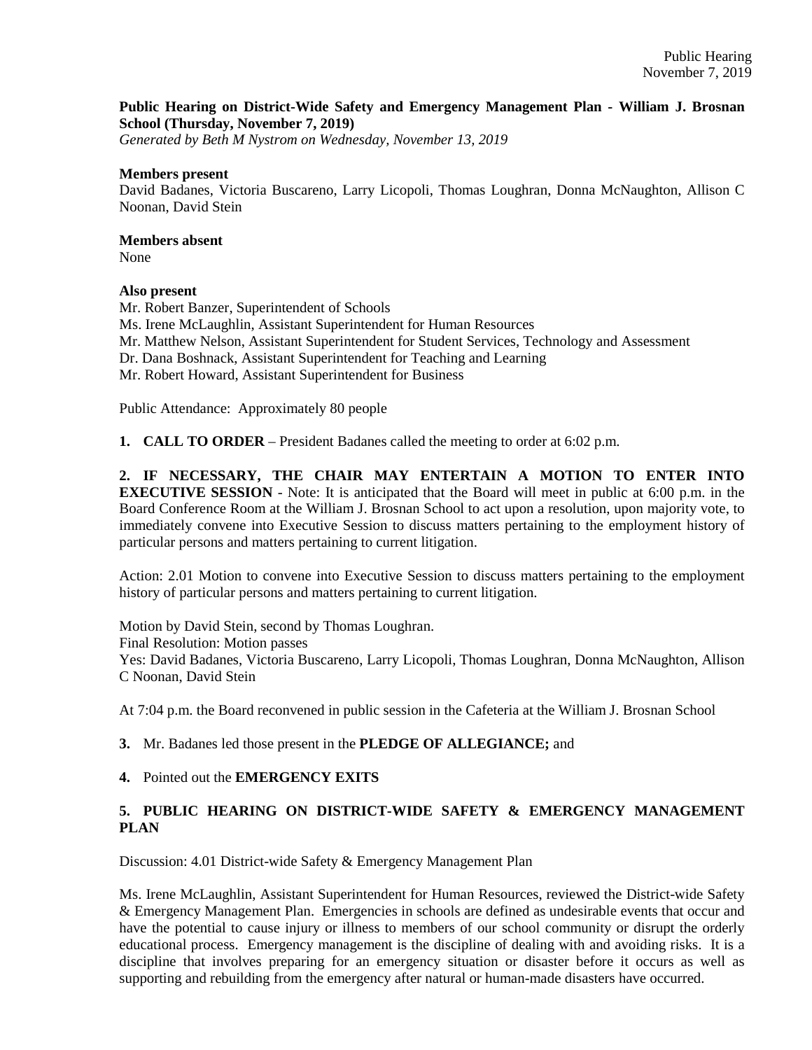**Public Hearing on District-Wide Safety and Emergency Management Plan - William J. Brosnan School (Thursday, November 7, 2019)**
*Generated by Beth M Nystrom on Wednesday, November 13, 2019*

**Members present**
David Badanes, Victoria Buscareno, Larry Licopoli, Thomas Loughran, Donna McNaughton, Allison C Noonan, David Stein

**Members absent**
None

**Also present**
Mr. Robert Banzer, Superintendent of Schools
Ms. Irene McLaughlin, Assistant Superintendent for Human Resources
Mr. Matthew Nelson, Assistant Superintendent for Student Services, Technology and Assessment
Dr. Dana Boshnack, Assistant Superintendent for Teaching and Learning
Mr. Robert Howard, Assistant Superintendent for Business

Public Attendance: Approximately 80 people

**1. CALL TO ORDER** – President Badanes called the meeting to order at 6:02 p.m.

**2. IF NECESSARY, THE CHAIR MAY ENTERTAIN A MOTION TO ENTER INTO EXECUTIVE SESSION** - Note: It is anticipated that the Board will meet in public at 6:00 p.m. in the Board Conference Room at the William J. Brosnan School to act upon a resolution, upon majority vote, to immediately convene into Executive Session to discuss matters pertaining to the employment history of particular persons and matters pertaining to current litigation.

Action: 2.01 Motion to convene into Executive Session to discuss matters pertaining to the employment history of particular persons and matters pertaining to current litigation.

Motion by David Stein, second by Thomas Loughran.
Final Resolution: Motion passes
Yes: David Badanes, Victoria Buscareno, Larry Licopoli, Thomas Loughran, Donna McNaughton, Allison C Noonan, David Stein

At 7:04 p.m. the Board reconvened in public session in the Cafeteria at the William J. Brosnan School

**3.** Mr. Badanes led those present in the **PLEDGE OF ALLEGIANCE;** and

**4.** Pointed out the **EMERGENCY EXITS**

**5. PUBLIC HEARING ON DISTRICT-WIDE SAFETY & EMERGENCY MANAGEMENT PLAN**

Discussion: 4.01 District-wide Safety & Emergency Management Plan

Ms. Irene McLaughlin, Assistant Superintendent for Human Resources, reviewed the District-wide Safety & Emergency Management Plan. Emergencies in schools are defined as undesirable events that occur and have the potential to cause injury or illness to members of our school community or disrupt the orderly educational process. Emergency management is the discipline of dealing with and avoiding risks. It is a discipline that involves preparing for an emergency situation or disaster before it occurs as well as supporting and rebuilding from the emergency after natural or human-made disasters have occurred.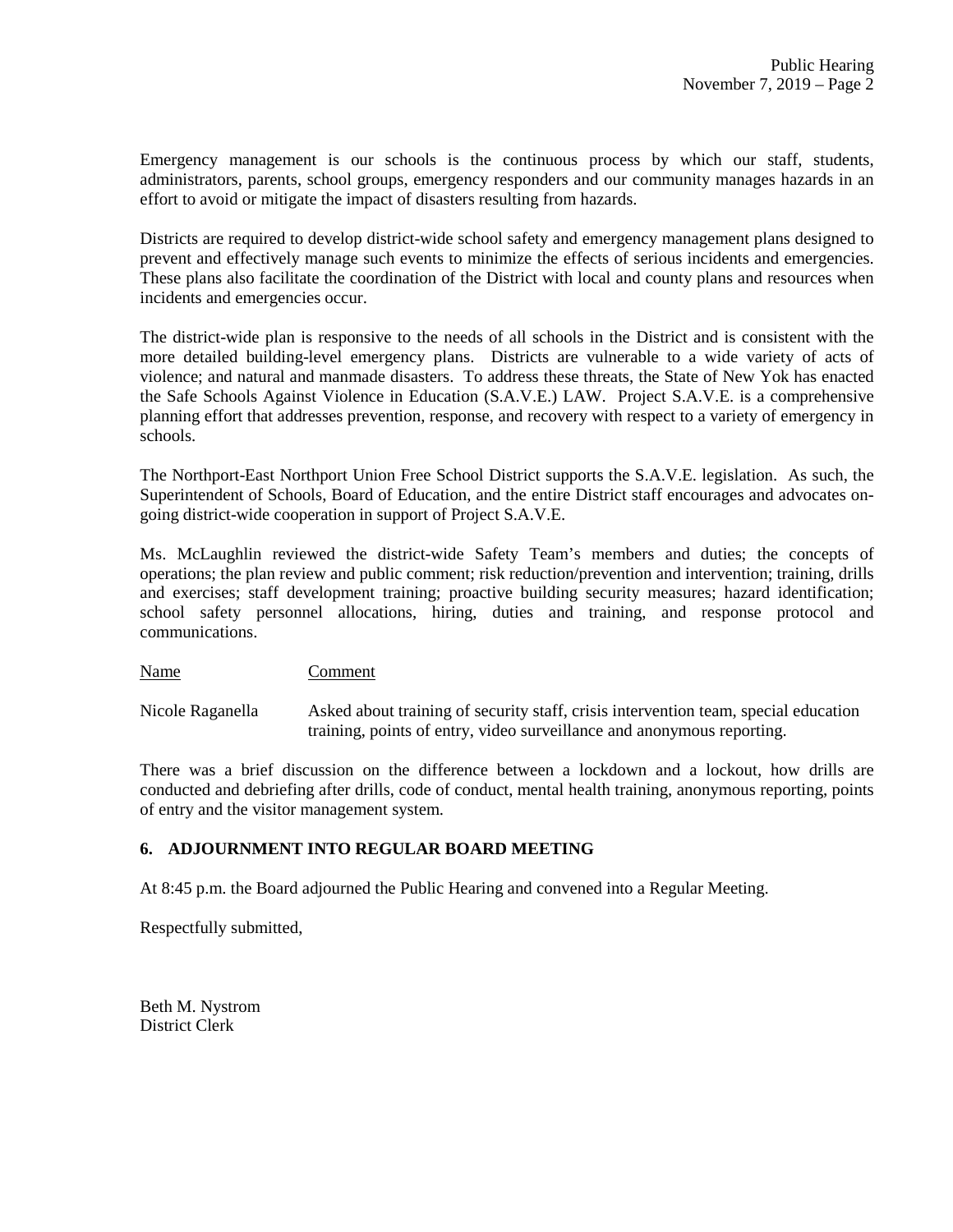Emergency management is our schools is the continuous process by which our staff, students, administrators, parents, school groups, emergency responders and our community manages hazards in an effort to avoid or mitigate the impact of disasters resulting from hazards.

Districts are required to develop district-wide school safety and emergency management plans designed to prevent and effectively manage such events to minimize the effects of serious incidents and emergencies. These plans also facilitate the coordination of the District with local and county plans and resources when incidents and emergencies occur.

The district-wide plan is responsive to the needs of all schools in the District and is consistent with the more detailed building-level emergency plans. Districts are vulnerable to a wide variety of acts of violence; and natural and manmade disasters. To address these threats, the State of New Yok has enacted the Safe Schools Against Violence in Education (S.A.V.E.) LAW. Project S.A.V.E. is a comprehensive planning effort that addresses prevention, response, and recovery with respect to a variety of emergency in schools.

The Northport-East Northport Union Free School District supports the S.A.V.E. legislation. As such, the Superintendent of Schools, Board of Education, and the entire District staff encourages and advocates on-going district-wide cooperation in support of Project S.A.V.E.

Ms. McLaughlin reviewed the district-wide Safety Team's members and duties; the concepts of operations; the plan review and public comment; risk reduction/prevention and intervention; training, drills and exercises; staff development training; proactive building security measures; hazard identification; school safety personnel allocations, hiring, duties and training, and response protocol and communications.

| Name | Comment |
|---|---|
| Nicole Raganella | Asked about training of security staff, crisis intervention team, special education training, points of entry, video surveillance and anonymous reporting. |

There was a brief discussion on the difference between a lockdown and a lockout, how drills are conducted and debriefing after drills, code of conduct, mental health training, anonymous reporting, points of entry and the visitor management system.

**6. ADJOURNMENT INTO REGULAR BOARD MEETING**

At 8:45 p.m. the Board adjourned the Public Hearing and convened into a Regular Meeting.

Respectfully submitted,

Beth M. Nystrom
District Clerk